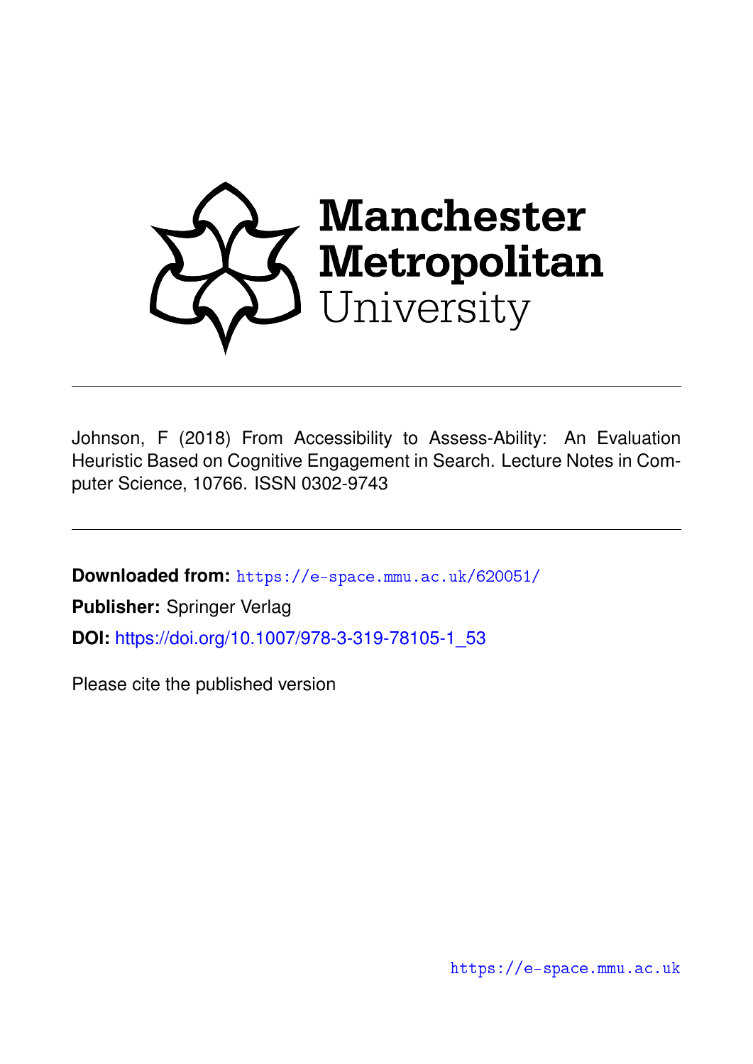Manchester Metropolitan University

Johnson, F (2018) From Accessibility to Assess-Ability: An Evaluation Heuristic Based on Cognitive Engagement in Search. Lecture Notes in Computer Science, 10766. ISSN 0302-9743

**Downloaded from:** https://e-space.mmu.ac.uk/620051/

**Publisher:** Springer Verlag

**DOI:** https://doi.org/10.1007/978-3-319-78105-1_53

Please cite the published version

https://e-space.mmu.ac.uk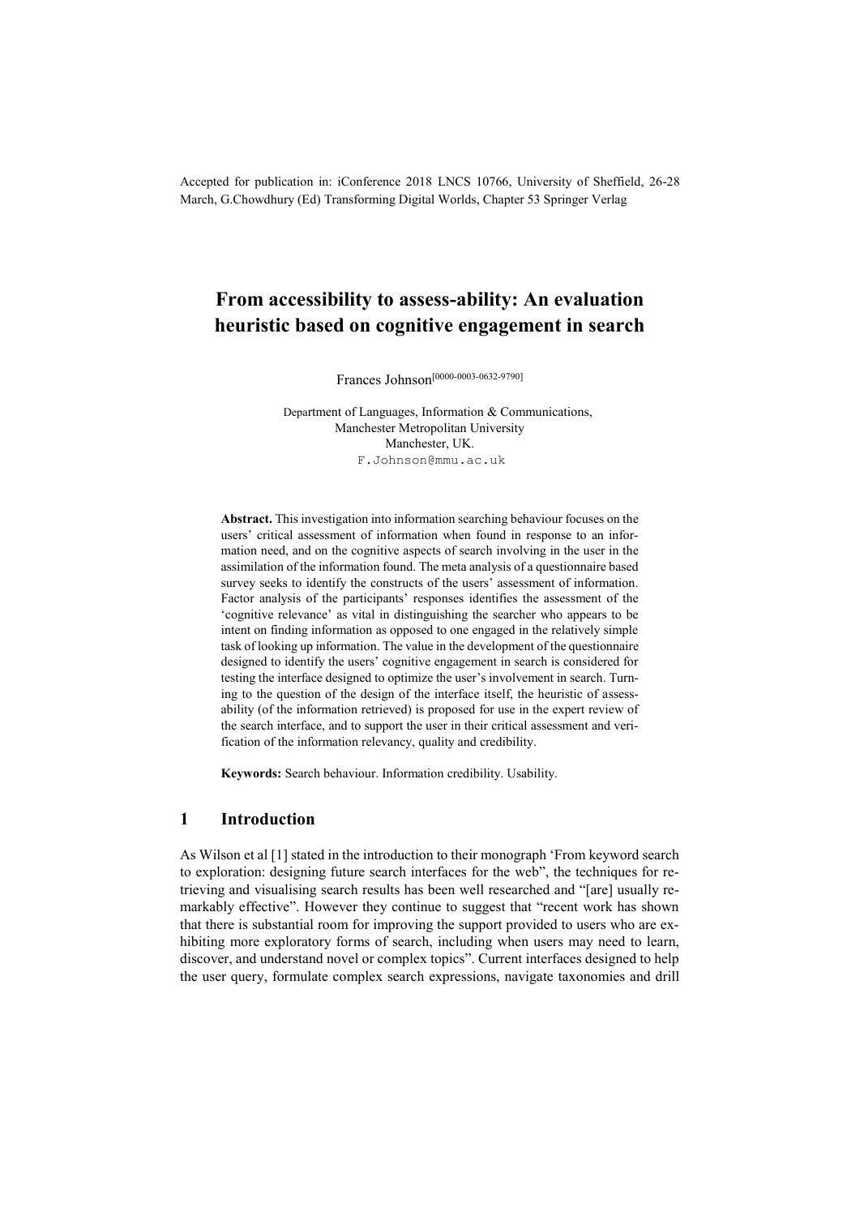Accepted for publication in: iConference 2018 LNCS 10766, University of Sheffield, 26-28 March, G.Chowdhury (Ed) Transforming Digital Worlds, Chapter 53 Springer Verlag

# From accessibility to assess-ability: An evaluation heuristic based on cognitive engagement in search

Frances Johnson[0000-0003-0632-9790]

Department of Languages, Information & Communications, Manchester Metropolitan University
Manchester, UK.
F.Johnson@mmu.ac.uk

**Abstract.** This investigation into information searching behaviour focuses on the users' critical assessment of information when found in response to an information need, and on the cognitive aspects of search involving in the user in the assimilation of the information found. The meta analysis of a questionnaire based survey seeks to identify the constructs of the users' assessment of information. Factor analysis of the participants' responses identifies the assessment of the 'cognitive relevance' as vital in distinguishing the searcher who appears to be intent on finding information as opposed to one engaged in the relatively simple task of looking up information. The value in the development of the questionnaire designed to identify the users' cognitive engagement in search is considered for testing the interface designed to optimize the user's involvement in search. Turning to the question of the design of the interface itself, the heuristic of assess-ability (of the information retrieved) is proposed for use in the expert review of the search interface, and to support the user in their critical assessment and verification of the information relevancy, quality and credibility.

**Keywords:** Search behaviour. Information credibility. Usability.

## 1 Introduction

As Wilson et al [1] stated in the introduction to their monograph 'From keyword search to exploration: designing future search interfaces for the web", the techniques for retrieving and visualising search results has been well researched and "[are] usually remarkably effective". However they continue to suggest that "recent work has shown that there is substantial room for improving the support provided to users who are exhibiting more exploratory forms of search, including when users may need to learn, discover, and understand novel or complex topics". Current interfaces designed to help the user query, formulate complex search expressions, navigate taxonomies and drill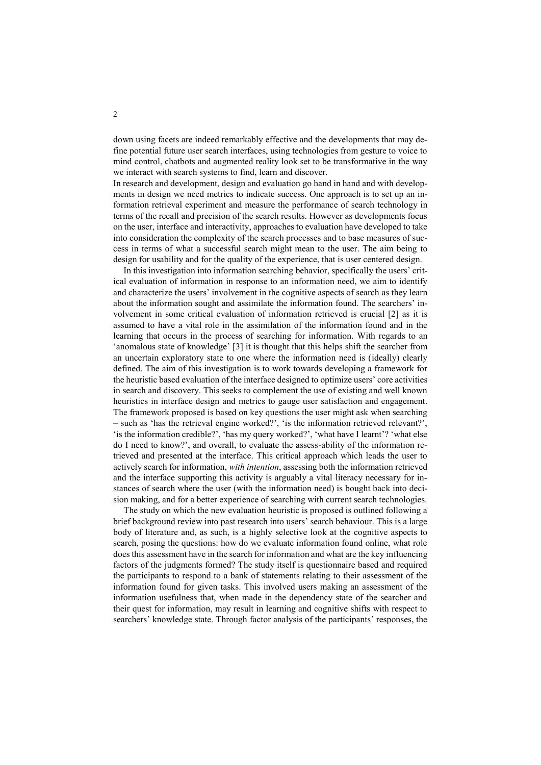down using facets are indeed remarkably effective and the developments that may define potential future user search interfaces, using technologies from gesture to voice to mind control, chatbots and augmented reality look set to be transformative in the way we interact with search systems to find, learn and discover.

In research and development, design and evaluation go hand in hand and with developments in design we need metrics to indicate success. One approach is to set up an information retrieval experiment and measure the performance of search technology in terms of the recall and precision of the search results. However as developments focus on the user, interface and interactivity, approaches to evaluation have developed to take into consideration the complexity of the search processes and to base measures of success in terms of what a successful search might mean to the user. The aim being to design for usability and for the quality of the experience, that is user centered design.

In this investigation into information searching behavior, specifically the users' critical evaluation of information in response to an information need, we aim to identify and characterize the users' involvement in the cognitive aspects of search as they learn about the information sought and assimilate the information found. The searchers' involvement in some critical evaluation of information retrieved is crucial [2] as it is assumed to have a vital role in the assimilation of the information found and in the learning that occurs in the process of searching for information. With regards to an 'anomalous state of knowledge' [3] it is thought that this helps shift the searcher from an uncertain exploratory state to one where the information need is (ideally) clearly defined. The aim of this investigation is to work towards developing a framework for the heuristic based evaluation of the interface designed to optimize users' core activities in search and discovery. This seeks to complement the use of existing and well known heuristics in interface design and metrics to gauge user satisfaction and engagement. The framework proposed is based on key questions the user might ask when searching – such as 'has the retrieval engine worked?', 'is the information retrieved relevant?', 'is the information credible?', 'has my query worked?', 'what have I learnt'? 'what else do I need to know?', and overall, to evaluate the assess-ability of the information retrieved and presented at the interface. This critical approach which leads the user to actively search for information, *with intention*, assessing both the information retrieved and the interface supporting this activity is arguably a vital literacy necessary for instances of search where the user (with the information need) is bought back into decision making, and for a better experience of searching with current search technologies.

The study on which the new evaluation heuristic is proposed is outlined following a brief background review into past research into users' search behaviour. This is a large body of literature and, as such, is a highly selective look at the cognitive aspects to search, posing the questions: how do we evaluate information found online, what role does this assessment have in the search for information and what are the key influencing factors of the judgments formed? The study itself is questionnaire based and required the participants to respond to a bank of statements relating to their assessment of the information found for given tasks. This involved users making an assessment of the information usefulness that, when made in the dependency state of the searcher and their quest for information, may result in learning and cognitive shifts with respect to searchers' knowledge state. Through factor analysis of the participants' responses, the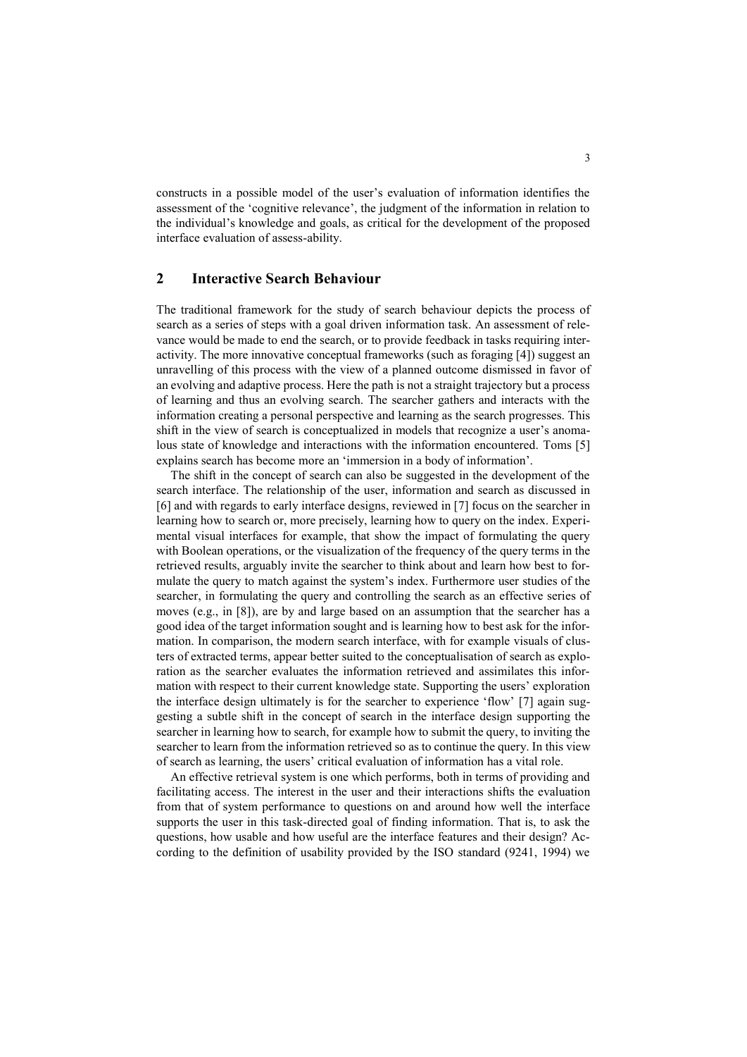constructs in a possible model of the user's evaluation of information identifies the assessment of the 'cognitive relevance', the judgment of the information in relation to the individual's knowledge and goals, as critical for the development of the proposed interface evaluation of assess-ability.

## 2 Interactive Search Behaviour

The traditional framework for the study of search behaviour depicts the process of search as a series of steps with a goal driven information task. An assessment of relevance would be made to end the search, or to provide feedback in tasks requiring interactivity. The more innovative conceptual frameworks (such as foraging [4]) suggest an unravelling of this process with the view of a planned outcome dismissed in favor of an evolving and adaptive process. Here the path is not a straight trajectory but a process of learning and thus an evolving search. The searcher gathers and interacts with the information creating a personal perspective and learning as the search progresses. This shift in the view of search is conceptualized in models that recognize a user's anomalous state of knowledge and interactions with the information encountered. Toms [5] explains search has become more an 'immersion in a body of information'.

The shift in the concept of search can also be suggested in the development of the search interface. The relationship of the user, information and search as discussed in [6] and with regards to early interface designs, reviewed in [7] focus on the searcher in learning how to search or, more precisely, learning how to query on the index. Experimental visual interfaces for example, that show the impact of formulating the query with Boolean operations, or the visualization of the frequency of the query terms in the retrieved results, arguably invite the searcher to think about and learn how best to formulate the query to match against the system's index. Furthermore user studies of the searcher, in formulating the query and controlling the search as an effective series of moves (e.g., in [8]), are by and large based on an assumption that the searcher has a good idea of the target information sought and is learning how to best ask for the information. In comparison, the modern search interface, with for example visuals of clusters of extracted terms, appear better suited to the conceptualisation of search as exploration as the searcher evaluates the information retrieved and assimilates this information with respect to their current knowledge state. Supporting the users' exploration the interface design ultimately is for the searcher to experience 'flow' [7] again suggesting a subtle shift in the concept of search in the interface design supporting the searcher in learning how to search, for example how to submit the query, to inviting the searcher to learn from the information retrieved so as to continue the query. In this view of search as learning, the users' critical evaluation of information has a vital role.

An effective retrieval system is one which performs, both in terms of providing and facilitating access. The interest in the user and their interactions shifts the evaluation from that of system performance to questions on and around how well the interface supports the user in this task-directed goal of finding information. That is, to ask the questions, how usable and how useful are the interface features and their design? According to the definition of usability provided by the ISO standard (9241, 1994) we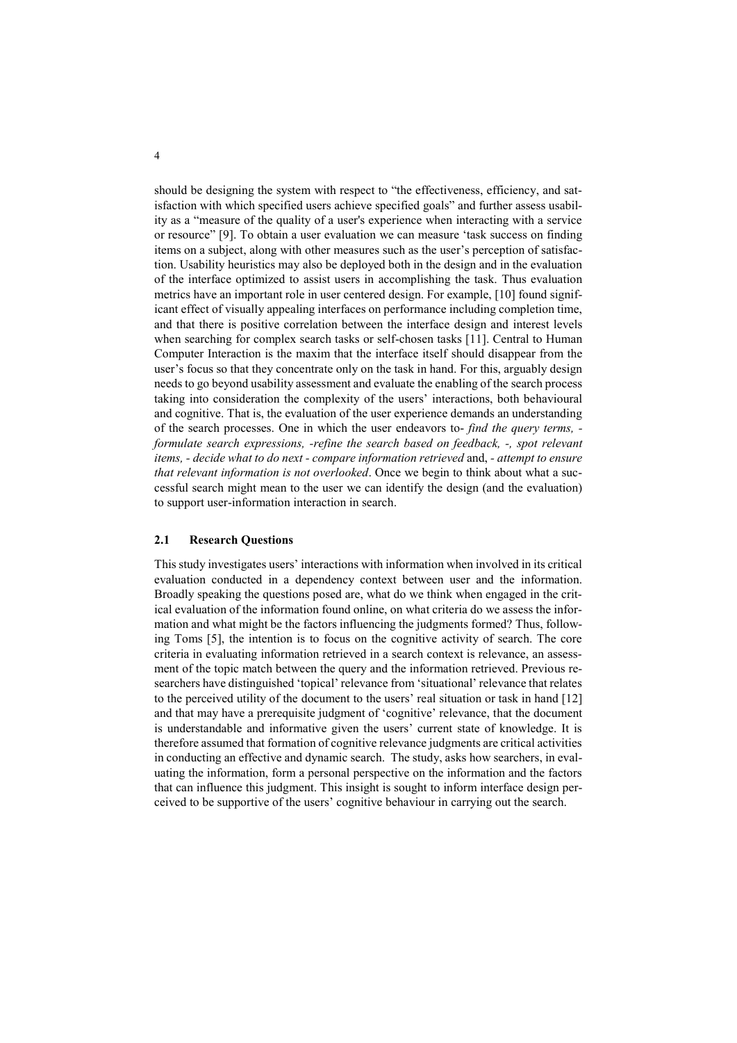should be designing the system with respect to "the effectiveness, efficiency, and satisfaction with which specified users achieve specified goals" and further assess usability as a "measure of the quality of a user's experience when interacting with a service or resource" [9]. To obtain a user evaluation we can measure 'task success on finding items on a subject, along with other measures such as the user's perception of satisfaction. Usability heuristics may also be deployed both in the design and in the evaluation of the interface optimized to assist users in accomplishing the task. Thus evaluation metrics have an important role in user centered design. For example, [10] found significant effect of visually appealing interfaces on performance including completion time, and that there is positive correlation between the interface design and interest levels when searching for complex search tasks or self-chosen tasks [11]. Central to Human Computer Interaction is the maxim that the interface itself should disappear from the user's focus so that they concentrate only on the task in hand. For this, arguably design needs to go beyond usability assessment and evaluate the enabling of the search process taking into consideration the complexity of the users' interactions, both behavioural and cognitive. That is, the evaluation of the user experience demands an understanding of the search processes. One in which the user endeavors to- *find the query terms, -formulate search expressions, -refine the search based on feedback, -, spot relevant items, - decide what to do next - compare information retrieved* and, *- attempt to ensure that relevant information is not overlooked*. Once we begin to think about what a successful search might mean to the user we can identify the design (and the evaluation) to support user-information interaction in search.

### 2.1 Research Questions

This study investigates users' interactions with information when involved in its critical evaluation conducted in a dependency context between user and the information. Broadly speaking the questions posed are, what do we think when engaged in the critical evaluation of the information found online, on what criteria do we assess the information and what might be the factors influencing the judgments formed? Thus, following Toms [5], the intention is to focus on the cognitive activity of search. The core criteria in evaluating information retrieved in a search context is relevance, an assessment of the topic match between the query and the information retrieved. Previous researchers have distinguished 'topical' relevance from 'situational' relevance that relates to the perceived utility of the document to the users' real situation or task in hand [12] and that may have a prerequisite judgment of 'cognitive' relevance, that the document is understandable and informative given the users' current state of knowledge. It is therefore assumed that formation of cognitive relevance judgments are critical activities in conducting an effective and dynamic search. The study, asks how searchers, in evaluating the information, form a personal perspective on the information and the factors that can influence this judgment. This insight is sought to inform interface design perceived to be supportive of the users' cognitive behaviour in carrying out the search.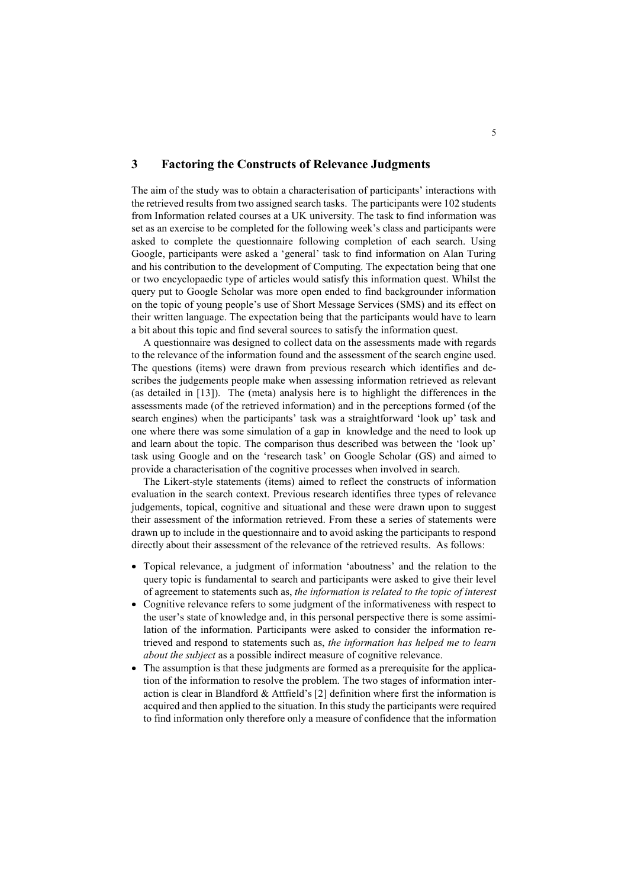## 3 Factoring the Constructs of Relevance Judgments

The aim of the study was to obtain a characterisation of participants' interactions with the retrieved results from two assigned search tasks. The participants were 102 students from Information related courses at a UK university. The task to find information was set as an exercise to be completed for the following week's class and participants were asked to complete the questionnaire following completion of each search. Using Google, participants were asked a 'general' task to find information on Alan Turing and his contribution to the development of Computing. The expectation being that one or two encyclopaedic type of articles would satisfy this information quest. Whilst the query put to Google Scholar was more open ended to find backgrounder information on the topic of young people's use of Short Message Services (SMS) and its effect on their written language. The expectation being that the participants would have to learn a bit about this topic and find several sources to satisfy the information quest.

A questionnaire was designed to collect data on the assessments made with regards to the relevance of the information found and the assessment of the search engine used. The questions (items) were drawn from previous research which identifies and describes the judgements people make when assessing information retrieved as relevant (as detailed in [13]). The (meta) analysis here is to highlight the differences in the assessments made (of the retrieved information) and in the perceptions formed (of the search engines) when the participants' task was a straightforward 'look up' task and one where there was some simulation of a gap in knowledge and the need to look up and learn about the topic. The comparison thus described was between the 'look up' task using Google and on the 'research task' on Google Scholar (GS) and aimed to provide a characterisation of the cognitive processes when involved in search.

The Likert-style statements (items) aimed to reflect the constructs of information evaluation in the search context. Previous research identifies three types of relevance judgements, topical, cognitive and situational and these were drawn upon to suggest their assessment of the information retrieved. From these a series of statements were drawn up to include in the questionnaire and to avoid asking the participants to respond directly about their assessment of the relevance of the retrieved results. As follows:

- Topical relevance, a judgment of information 'aboutness' and the relation to the query topic is fundamental to search and participants were asked to give their level of agreement to statements such as, *the information is related to the topic of interest*
- Cognitive relevance refers to some judgment of the informativeness with respect to the user's state of knowledge and, in this personal perspective there is some assimilation of the information. Participants were asked to consider the information retrieved and respond to statements such as, *the information has helped me to learn about the subject* as a possible indirect measure of cognitive relevance.
- The assumption is that these judgments are formed as a prerequisite for the application of the information to resolve the problem. The two stages of information interaction is clear in Blandford & Attfield's [2] definition where first the information is acquired and then applied to the situation. In this study the participants were required to find information only therefore only a measure of confidence that the information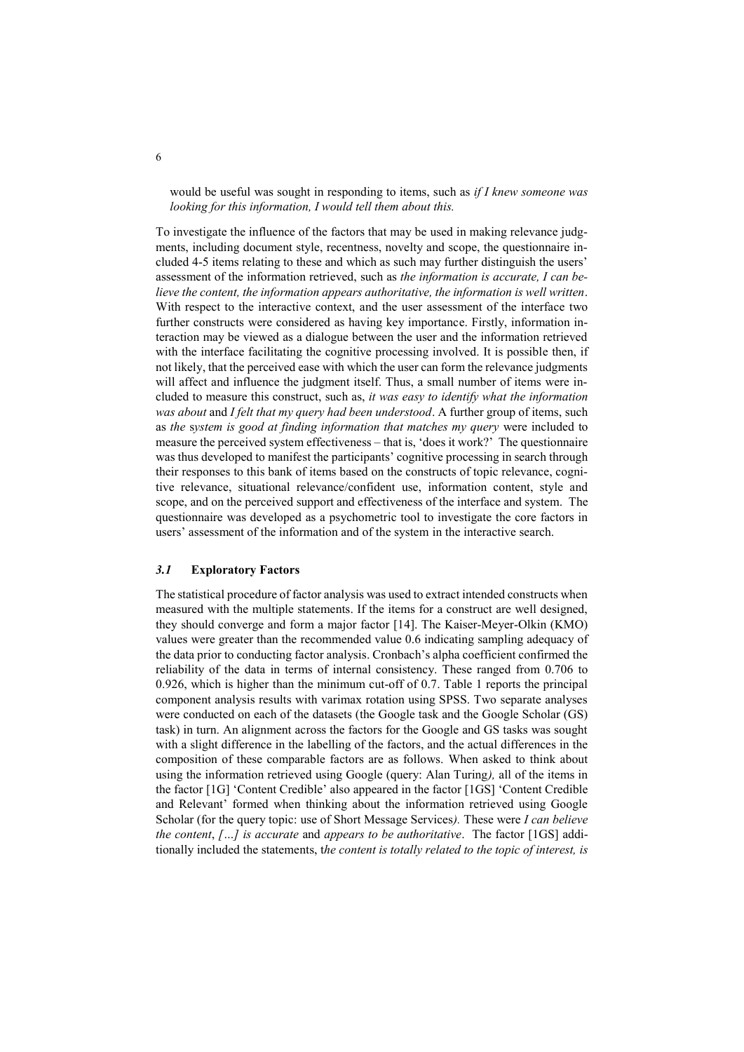would be useful was sought in responding to items, such as *if I knew someone was looking for this information, I would tell them about this.*

To investigate the influence of the factors that may be used in making relevance judgments, including document style, recentness, novelty and scope, the questionnaire included 4-5 items relating to these and which as such may further distinguish the users' assessment of the information retrieved, such as *the information is accurate, I can believe the content, the information appears authoritative, the information is well written*. With respect to the interactive context, and the user assessment of the interface two further constructs were considered as having key importance. Firstly, information interaction may be viewed as a dialogue between the user and the information retrieved with the interface facilitating the cognitive processing involved. It is possible then, if not likely, that the perceived ease with which the user can form the relevance judgments will affect and influence the judgment itself. Thus, a small number of items were included to measure this construct, such as, *it was easy to identify what the information was about* and *I felt that my query had been understood*. A further group of items, such as *the system is good at finding information that matches my query* were included to measure the perceived system effectiveness – that is, 'does it work?' The questionnaire was thus developed to manifest the participants' cognitive processing in search through their responses to this bank of items based on the constructs of topic relevance, cognitive relevance, situational relevance/confident use, information content, style and scope, and on the perceived support and effectiveness of the interface and system. The questionnaire was developed as a psychometric tool to investigate the core factors in users' assessment of the information and of the system in the interactive search.

### *3.1* Exploratory Factors

The statistical procedure of factor analysis was used to extract intended constructs when measured with the multiple statements. If the items for a construct are well designed, they should converge and form a major factor [14]. The Kaiser-Meyer-Olkin (KMO) values were greater than the recommended value 0.6 indicating sampling adequacy of the data prior to conducting factor analysis. Cronbach's alpha coefficient confirmed the reliability of the data in terms of internal consistency. These ranged from 0.706 to 0.926, which is higher than the minimum cut-off of 0.7. Table 1 reports the principal component analysis results with varimax rotation using SPSS. Two separate analyses were conducted on each of the datasets (the Google task and the Google Scholar (GS) task) in turn. An alignment across the factors for the Google and GS tasks was sought with a slight difference in the labelling of the factors, and the actual differences in the composition of these comparable factors are as follows. When asked to think about using the information retrieved using Google (query: Alan Turing*),* all of the items in the factor [1G] 'Content Credible' also appeared in the factor [1GS] 'Content Credible and Relevant' formed when thinking about the information retrieved using Google Scholar (for the query topic: use of Short Message Services*).* These were *I can believe the content*, *[…] is accurate* and *appears to be authoritative*. The factor [1GS] additionally included the statements, *the content is totally related to the topic of interest, is*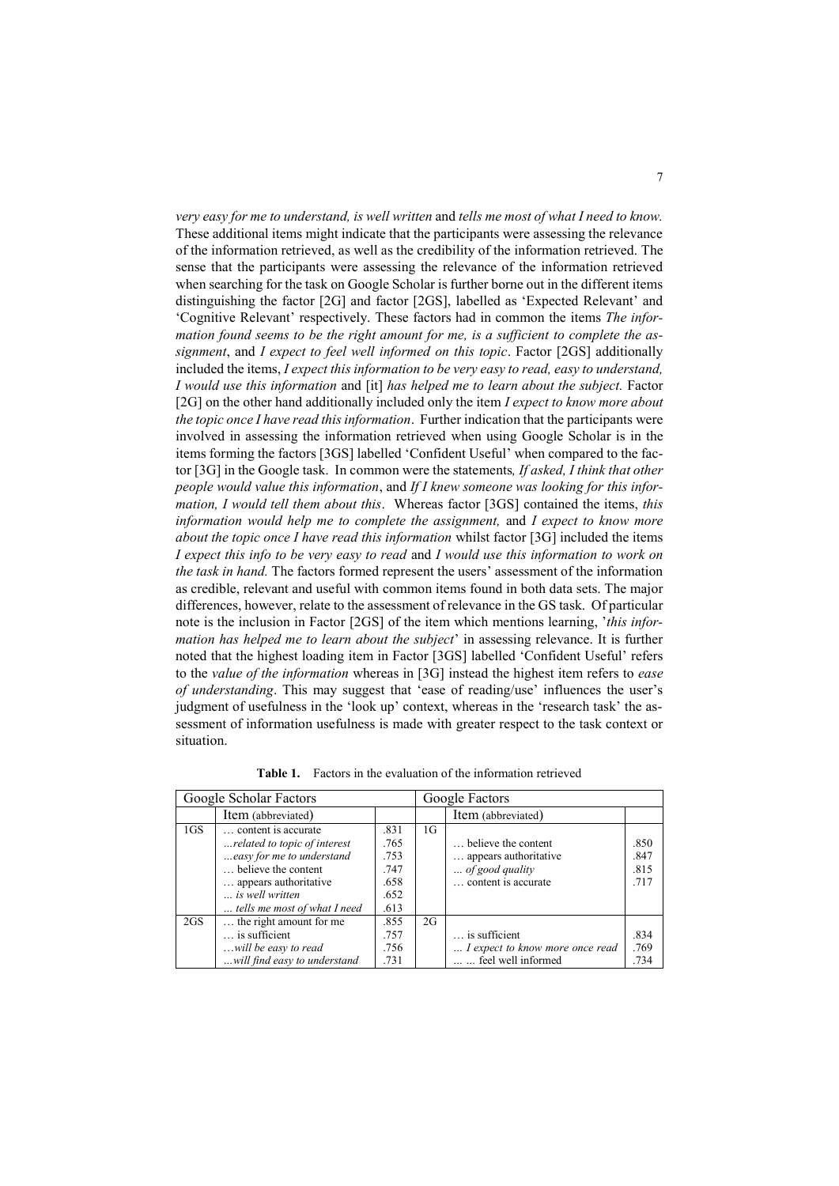*very easy for me to understand, is well written* and *tells me most of what I need to know.* These additional items might indicate that the participants were assessing the relevance of the information retrieved, as well as the credibility of the information retrieved. The sense that the participants were assessing the relevance of the information retrieved when searching for the task on Google Scholar is further borne out in the different items distinguishing the factor [2G] and factor [2GS], labelled as 'Expected Relevant' and 'Cognitive Relevant' respectively. These factors had in common the items *The information found seems to be the right amount for me, is a sufficient to complete the assignment*, and *I expect to feel well informed on this topic*. Factor [2GS] additionally included the items, *I expect this information to be very easy to read, easy to understand, I would use this information* and [it] *has helped me to learn about the subject.* Factor [2G] on the other hand additionally included only the item *I expect to know more about the topic once I have read this information*. Further indication that the participants were involved in assessing the information retrieved when using Google Scholar is in the items forming the factors [3GS] labelled 'Confident Useful' when compared to the factor [3G] in the Google task. In common were the statements*, If asked, I think that other people would value this information*, and *If I knew someone was looking for this information, I would tell them about this*. Whereas factor [3GS] contained the items, *this information would help me to complete the assignment,* and *I expect to know more about the topic once I have read this information* whilst factor [3G] included the items *I expect this info to be very easy to read* and *I would use this information to work on the task in hand.* The factors formed represent the users' assessment of the information as credible, relevant and useful with common items found in both data sets. The major differences, however, relate to the assessment of relevance in the GS task. Of particular note is the inclusion in Factor [2GS] of the item which mentions learning, '*this information has helped me to learn about the subject*' in assessing relevance. It is further noted that the highest loading item in Factor [3GS] labelled 'Confident Useful' refers to the *value of the information* whereas in [3G] instead the highest item refers to *ease of understanding*. This may suggest that 'ease of reading/use' influences the user's judgment of usefulness in the 'look up' context, whereas in the 'research task' the assessment of information usefulness is made with greater respect to the task context or situation.

**Table 1.** Factors in the evaluation of the information retrieved

| Google Scholar Factors | | | Google Factors | | |
|---|---|---|---|---|---|
| | Item (abbreviated) | | | Item (abbreviated) | |
| 1GS | … content is accurate | .831 | 1G | | |
| | *…related to topic of interest* | .765 | | … believe the content | .850 |
| | *…easy for me to understand* | .753 | | … appears authoritative | .847 |
| | … believe the content | .747 | | *… of good quality* | .815 |
| | … appears authoritative | .658 | | … content is accurate | .717 |
| | *… is well written* | .652 | | | |
| | *… tells me most of what I need* | .613 | | | |
| 2GS | … the right amount for me | .855 | 2G | | |
| | … is sufficient | .757 | | … is sufficient | .834 |
| | *…will be easy to read* | .756 | | *… I expect to know more once read* | .769 |
| | *…will find easy to understand* | .731 | | … … feel well informed | .734 |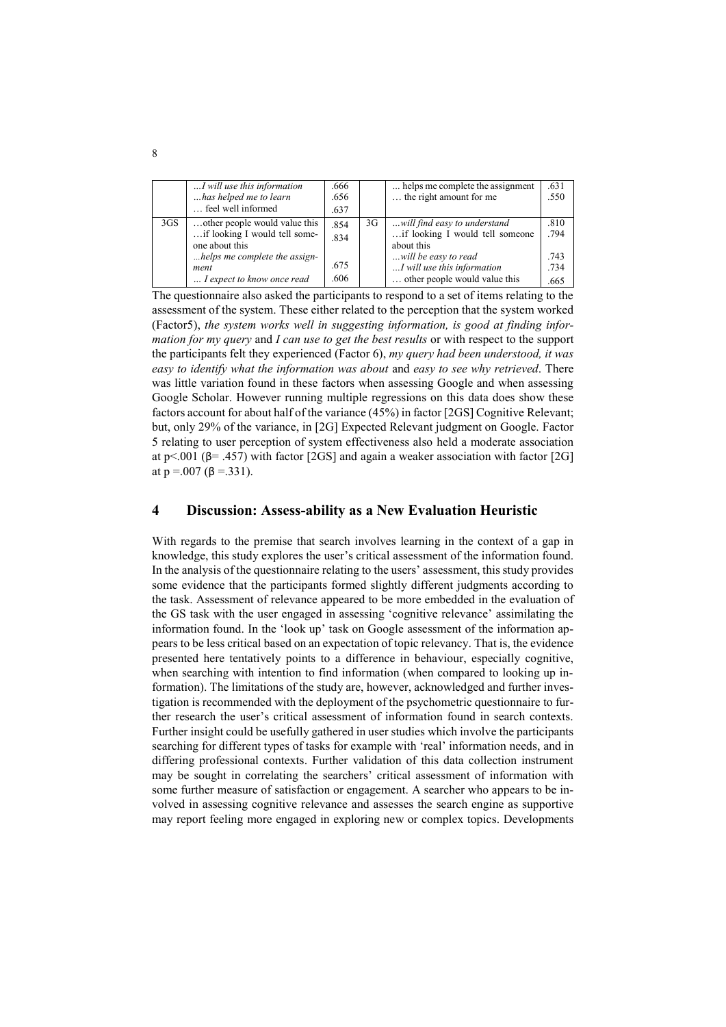| | | | | | |
|---|---|---|---|---|---|
| | *…I will use this information* | .666 | | ... helps me complete the assignment | .631 |
| | *…has helped me to learn* | .656 | | … the right amount for me | .550 |
| | … feel well informed | .637 | | | |
| 3GS | …other people would value this | .854 | 3G | *…will find easy to understand* | .810 |
| | …if looking I would tell someone about this | .834 | | …if looking I would tell someone about this | .794 |
| | *…helps me complete the assignment* | .675 | | *…will be easy to read* | .743 |
| | *… I expect to know once read* | .606 | | *…I will use this information* | .734 |
| | | | | … other people would value this | .665 |

The questionnaire also asked the participants to respond to a set of items relating to the assessment of the system. These either related to the perception that the system worked (Factor5), *the system works well in suggesting information, is good at finding information for my query* and *I can use to get the best results* or with respect to the support the participants felt they experienced (Factor 6), *my query had been understood, it was easy to identify what the information was about* and *easy to see why retrieved*. There was little variation found in these factors when assessing Google and when assessing Google Scholar. However running multiple regressions on this data does show these factors account for about half of the variance (45%) in factor [2GS] Cognitive Relevant; but, only 29% of the variance, in [2G] Expected Relevant judgment on Google. Factor 5 relating to user perception of system effectiveness also held a moderate association at $p<.001$ ($\beta = .457$) with factor [2GS] and again a weaker association with factor [2G] at $p = .007$ ($\beta = .331$).

## 4 Discussion: Assess-ability as a New Evaluation Heuristic

With regards to the premise that search involves learning in the context of a gap in knowledge, this study explores the user's critical assessment of the information found. In the analysis of the questionnaire relating to the users' assessment, this study provides some evidence that the participants formed slightly different judgments according to the task. Assessment of relevance appeared to be more embedded in the evaluation of the GS task with the user engaged in assessing 'cognitive relevance' assimilating the information found. In the 'look up' task on Google assessment of the information appears to be less critical based on an expectation of topic relevancy. That is, the evidence presented here tentatively points to a difference in behaviour, especially cognitive, when searching with intention to find information (when compared to looking up information). The limitations of the study are, however, acknowledged and further investigation is recommended with the deployment of the psychometric questionnaire to further research the user's critical assessment of information found in search contexts. Further insight could be usefully gathered in user studies which involve the participants searching for different types of tasks for example with 'real' information needs, and in differing professional contexts. Further validation of this data collection instrument may be sought in correlating the searchers' critical assessment of information with some further measure of satisfaction or engagement. A searcher who appears to be involved in assessing cognitive relevance and assesses the search engine as supportive may report feeling more engaged in exploring new or complex topics. Developments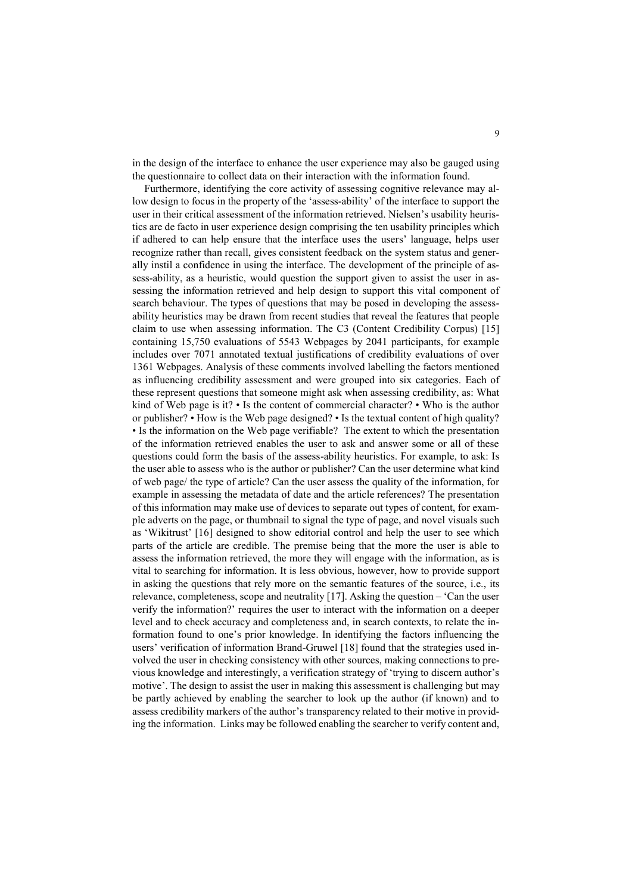in the design of the interface to enhance the user experience may also be gauged using the questionnaire to collect data on their interaction with the information found.

Furthermore, identifying the core activity of assessing cognitive relevance may allow design to focus in the property of the 'assess-ability' of the interface to support the user in their critical assessment of the information retrieved. Nielsen's usability heuristics are de facto in user experience design comprising the ten usability principles which if adhered to can help ensure that the interface uses the users' language, helps user recognize rather than recall, gives consistent feedback on the system status and generally instil a confidence in using the interface. The development of the principle of assess-ability, as a heuristic, would question the support given to assist the user in assessing the information retrieved and help design to support this vital component of search behaviour. The types of questions that may be posed in developing the assess-ability heuristics may be drawn from recent studies that reveal the features that people claim to use when assessing information. The C3 (Content Credibility Corpus) [15] containing 15,750 evaluations of 5543 Webpages by 2041 participants, for example includes over 7071 annotated textual justifications of credibility evaluations of over 1361 Webpages. Analysis of these comments involved labelling the factors mentioned as influencing credibility assessment and were grouped into six categories. Each of these represent questions that someone might ask when assessing credibility, as: What kind of Web page is it? • Is the content of commercial character? • Who is the author or publisher? • How is the Web page designed? • Is the textual content of high quality? • Is the information on the Web page verifiable? The extent to which the presentation of the information retrieved enables the user to ask and answer some or all of these questions could form the basis of the assess-ability heuristics. For example, to ask: Is the user able to assess who is the author or publisher? Can the user determine what kind of web page/ the type of article? Can the user assess the quality of the information, for example in assessing the metadata of date and the article references? The presentation of this information may make use of devices to separate out types of content, for example adverts on the page, or thumbnail to signal the type of page, and novel visuals such as 'Wikitrust' [16] designed to show editorial control and help the user to see which parts of the article are credible. The premise being that the more the user is able to assess the information retrieved, the more they will engage with the information, as is vital to searching for information. It is less obvious, however, how to provide support in asking the questions that rely more on the semantic features of the source, i.e., its relevance, completeness, scope and neutrality [17]. Asking the question – 'Can the user verify the information?' requires the user to interact with the information on a deeper level and to check accuracy and completeness and, in search contexts, to relate the information found to one's prior knowledge. In identifying the factors influencing the users' verification of information Brand-Gruwel [18] found that the strategies used involved the user in checking consistency with other sources, making connections to previous knowledge and interestingly, a verification strategy of 'trying to discern author's motive'. The design to assist the user in making this assessment is challenging but may be partly achieved by enabling the searcher to look up the author (if known) and to assess credibility markers of the author's transparency related to their motive in providing the information. Links may be followed enabling the searcher to verify content and,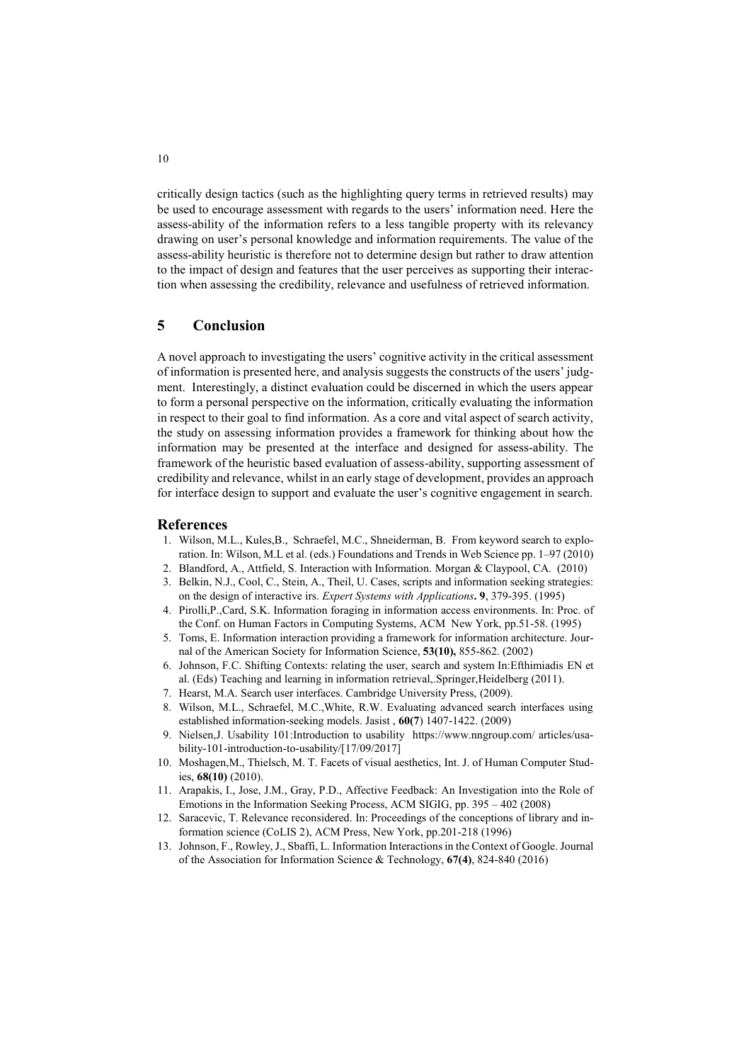critically design tactics (such as the highlighting query terms in retrieved results) may be used to encourage assessment with regards to the users' information need. Here the assess-ability of the information refers to a less tangible property with its relevancy drawing on user's personal knowledge and information requirements. The value of the assess-ability heuristic is therefore not to determine design but rather to draw attention to the impact of design and features that the user perceives as supporting their interaction when assessing the credibility, relevance and usefulness of retrieved information.

## 5 Conclusion

A novel approach to investigating the users' cognitive activity in the critical assessment of information is presented here, and analysis suggests the constructs of the users' judgment. Interestingly, a distinct evaluation could be discerned in which the users appear to form a personal perspective on the information, critically evaluating the information in respect to their goal to find information. As a core and vital aspect of search activity, the study on assessing information provides a framework for thinking about how the information may be presented at the interface and designed for assess-ability. The framework of the heuristic based evaluation of assess-ability, supporting assessment of credibility and relevance, whilst in an early stage of development, provides an approach for interface design to support and evaluate the user's cognitive engagement in search.

## References

1. Wilson, M.L., Kules,B., Schraefel, M.C., Shneiderman, B. From keyword search to exploration. In: Wilson, M.L et al. (eds.) Foundations and Trends in Web Science pp. 1–97 (2010)
2. Blandford, A., Attfield, S. Interaction with Information. Morgan & Claypool, CA. (2010)
3. Belkin, N.J., Cool, C., Stein, A., Theil, U. Cases, scripts and information seeking strategies: on the design of interactive irs. *Expert Systems with Applications*. **9**, 379-395. (1995)
4. Pirolli,P.,Card, S.K. Information foraging in information access environments. In: Proc. of the Conf. on Human Factors in Computing Systems, ACM New York, pp.51-58. (1995)
5. Toms, E. Information interaction providing a framework for information architecture. Journal of the American Society for Information Science, **53(10),** 855-862. (2002)
6. Johnson, F.C. Shifting Contexts: relating the user, search and system In:Efthimiadis EN et al. (Eds) Teaching and learning in information retrieval,.Springer,Heidelberg (2011).
7. Hearst, M.A. Search user interfaces. Cambridge University Press, (2009).
8. Wilson, M.L., Schraefel, M.C.,White, R.W. Evaluating advanced search interfaces using established information-seeking models. Jasist , **60(7**) 1407-1422. (2009)
9. Nielsen,J. Usability 101:Introduction to usability https://www.nngroup.com/ articles/usability-101-introduction-to-usability/[17/09/2017]
10. Moshagen,M., Thielsch, M. T. Facets of visual aesthetics, Int. J. of Human Computer Studies, **68(10)** (2010).
11. Arapakis, I., Jose, J.M., Gray, P.D., Affective Feedback: An Investigation into the Role of Emotions in the Information Seeking Process, ACM SIGIG, pp. 395 – 402 (2008)
12. Saracevic, T. Relevance reconsidered. In: Proceedings of the conceptions of library and information science (CoLIS 2), ACM Press, New York, pp.201-218 (1996)
13. Johnson, F., Rowley, J., Sbaffi, L. Information Interactions in the Context of Google. Journal of the Association for Information Science & Technology, **67(4)**, 824-840 (2016)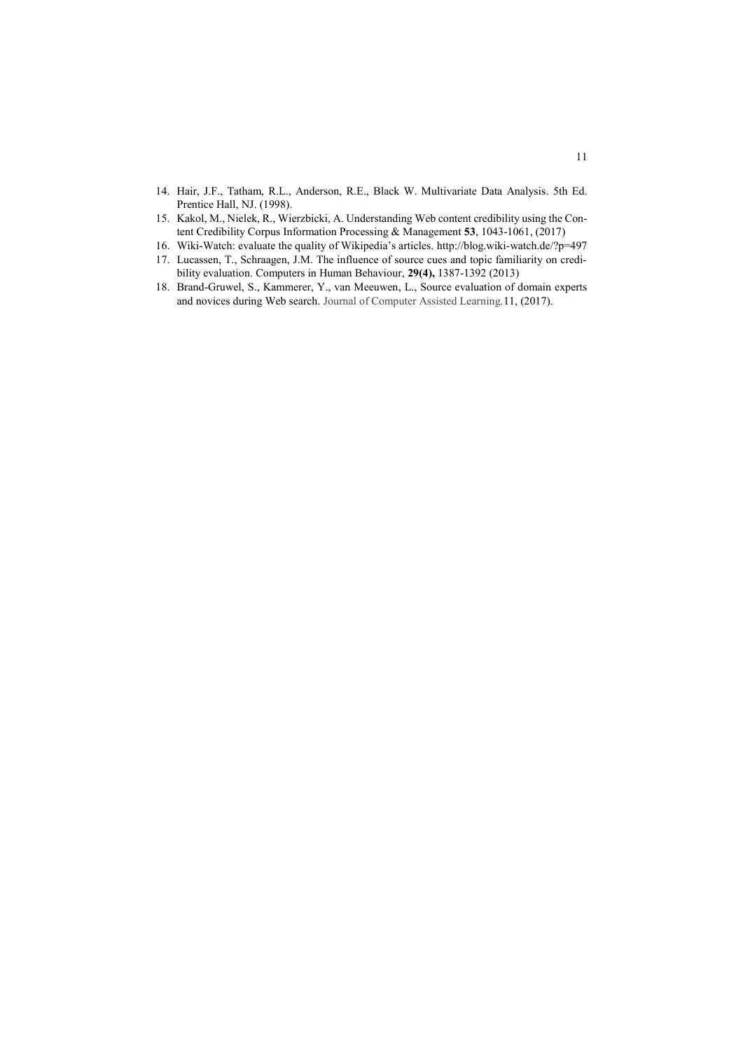14. Hair, J.F., Tatham, R.L., Anderson, R.E., Black W. Multivariate Data Analysis. 5th Ed. Prentice Hall, NJ. (1998).
15. Kakol, M., Nielek, R., Wierzbicki, A. Understanding Web content credibility using the Content Credibility Corpus Information Processing & Management **53**, 1043-1061, (2017)
16. Wiki-Watch: evaluate the quality of Wikipedia's articles. http://blog.wiki-watch.de/?p=497
17. Lucassen, T., Schraagen, J.M. The influence of source cues and topic familiarity on credibility evaluation. Computers in Human Behaviour, **29(4),** 1387-1392 (2013)
18. Brand-Gruwel, S., Kammerer, Y., van Meeuwen, L., Source evaluation of domain experts and novices during Web search. Journal of Computer Assisted Learning.11, (2017).